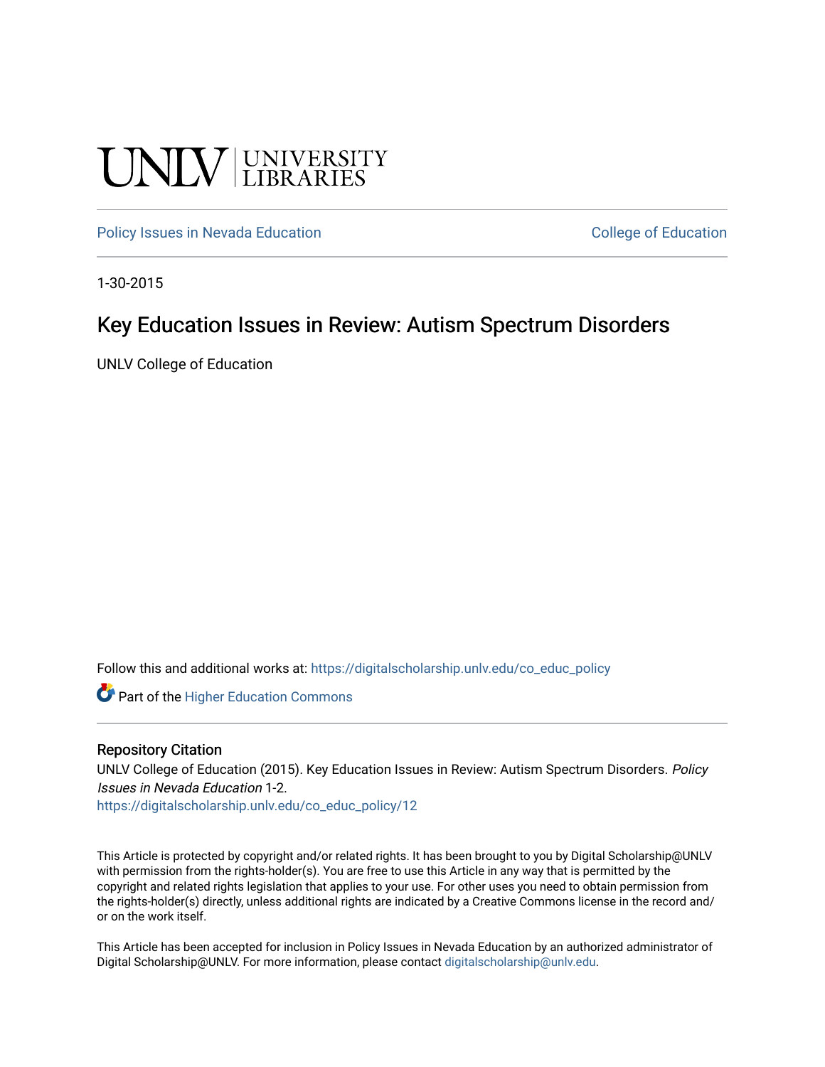UNLV | UNIVERSITY LIBRARIES

Policy Issues in Nevada Education | College of Education

1-30-2015

# Key Education Issues in Review: Autism Spectrum Disorders

UNLV College of Education

Follow this and additional works at: https://digitalscholarship.unlv.edu/co_educ_policy

Part of the Higher Education Commons

## Repository Citation

UNLV College of Education (2015). Key Education Issues in Review: Autism Spectrum Disorders. *Policy Issues in Nevada Education* 1-2.
https://digitalscholarship.unlv.edu/co_educ_policy/12

This Article is protected by copyright and/or related rights. It has been brought to you by Digital Scholarship@UNLV with permission from the rights-holder(s). You are free to use this Article in any way that is permitted by the copyright and related rights legislation that applies to your use. For other uses you need to obtain permission from the rights-holder(s) directly, unless additional rights are indicated by a Creative Commons license in the record and/or on the work itself.

This Article has been accepted for inclusion in Policy Issues in Nevada Education by an authorized administrator of Digital Scholarship@UNLV. For more information, please contact digitalscholarship@unlv.edu.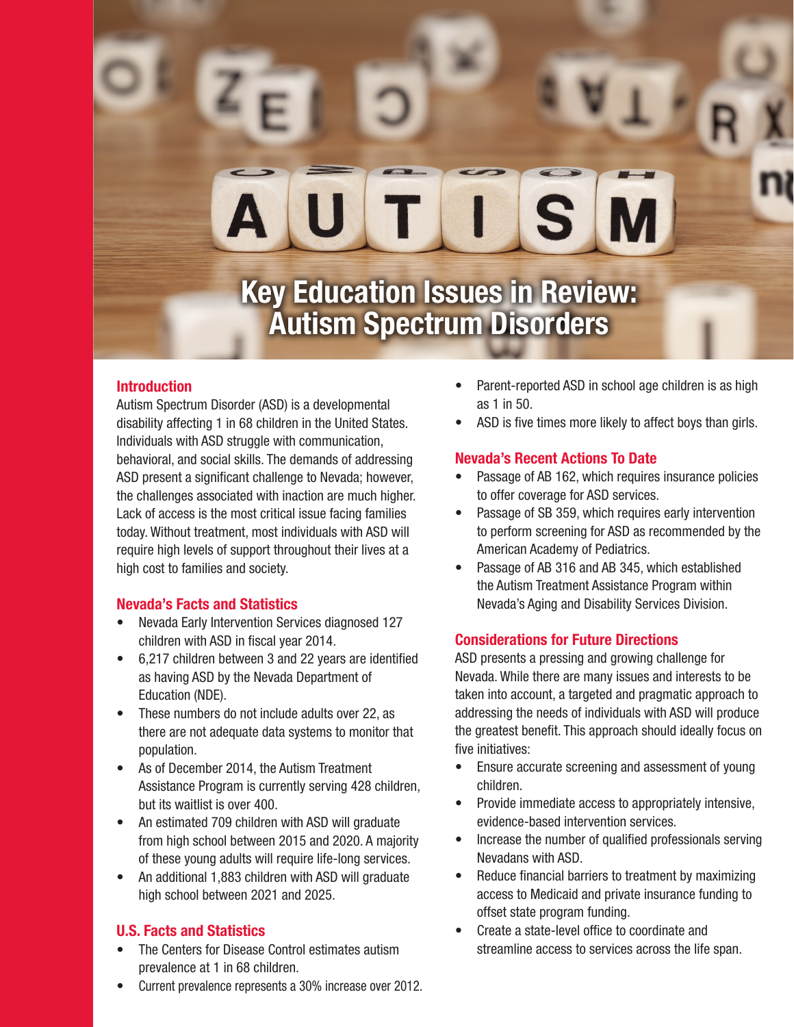# Key Education Issues in Review: Autism Spectrum Disorders

## Introduction

Autism Spectrum Disorder (ASD) is a developmental disability affecting 1 in 68 children in the United States. Individuals with ASD struggle with communication, behavioral, and social skills. The demands of addressing ASD present a significant challenge to Nevada; however, the challenges associated with inaction are much higher. Lack of access is the most critical issue facing families today. Without treatment, most individuals with ASD will require high levels of support throughout their lives at a high cost to families and society.

## Nevada's Facts and Statistics

- Nevada Early Intervention Services diagnosed 127 children with ASD in fiscal year 2014.
- 6,217 children between 3 and 22 years are identified as having ASD by the Nevada Department of Education (NDE).
- These numbers do not include adults over 22, as there are not adequate data systems to monitor that population.
- As of December 2014, the Autism Treatment Assistance Program is currently serving 428 children, but its waitlist is over 400.
- An estimated 709 children with ASD will graduate from high school between 2015 and 2020. A majority of these young adults will require life-long services.
- An additional 1,883 children with ASD will graduate high school between 2021 and 2025.

## U.S. Facts and Statistics

- The Centers for Disease Control estimates autism prevalence at 1 in 68 children.
- Current prevalence represents a 30% increase over 2012.
- Parent-reported ASD in school age children is as high as 1 in 50.
- ASD is five times more likely to affect boys than girls.

## Nevada's Recent Actions To Date

- Passage of AB 162, which requires insurance policies to offer coverage for ASD services.
- Passage of SB 359, which requires early intervention to perform screening for ASD as recommended by the American Academy of Pediatrics.
- Passage of AB 316 and AB 345, which established the Autism Treatment Assistance Program within Nevada's Aging and Disability Services Division.

## Considerations for Future Directions

ASD presents a pressing and growing challenge for Nevada. While there are many issues and interests to be taken into account, a targeted and pragmatic approach to addressing the needs of individuals with ASD will produce the greatest benefit. This approach should ideally focus on five initiatives:

- Ensure accurate screening and assessment of young children.
- Provide immediate access to appropriately intensive, evidence-based intervention services.
- Increase the number of qualified professionals serving Nevadans with ASD.
- Reduce financial barriers to treatment by maximizing access to Medicaid and private insurance funding to offset state program funding.
- Create a state-level office to coordinate and streamline access to services across the life span.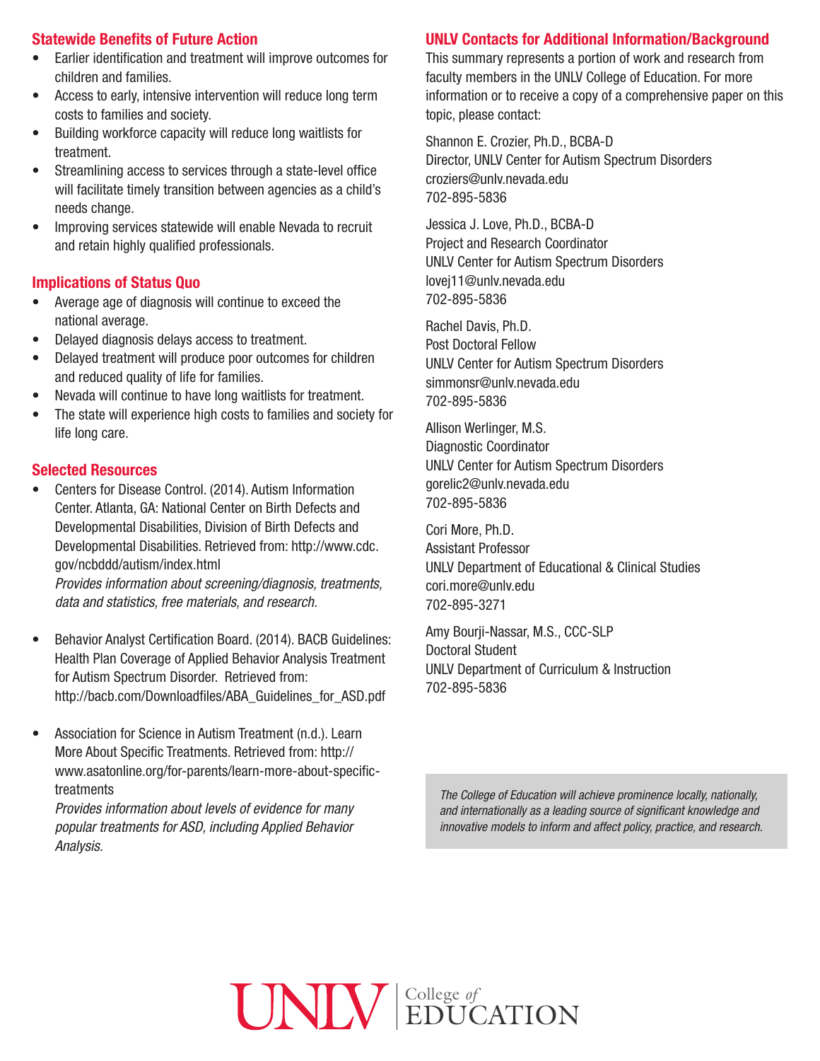## Statewide Benefits of Future Action

- Earlier identification and treatment will improve outcomes for children and families.
- Access to early, intensive intervention will reduce long term costs to families and society.
- Building workforce capacity will reduce long waitlists for treatment.
- Streamlining access to services through a state-level office will facilitate timely transition between agencies as a child's needs change.
- Improving services statewide will enable Nevada to recruit and retain highly qualified professionals.

## Implications of Status Quo

- Average age of diagnosis will continue to exceed the national average.
- Delayed diagnosis delays access to treatment.
- Delayed treatment will produce poor outcomes for children and reduced quality of life for families.
- Nevada will continue to have long waitlists for treatment.
- The state will experience high costs to families and society for life long care.

## Selected Resources

- Centers for Disease Control. (2014). Autism Information Center. Atlanta, GA: National Center on Birth Defects and Developmental Disabilities, Division of Birth Defects and Developmental Disabilities. Retrieved from: http://www.cdc.gov/ncbddd/autism/index.html
  *Provides information about screening/diagnosis, treatments, data and statistics, free materials, and research.*

- Behavior Analyst Certification Board. (2014). BACB Guidelines: Health Plan Coverage of Applied Behavior Analysis Treatment for Autism Spectrum Disorder. Retrieved from: http://bacb.com/Downloadfiles/ABA_Guidelines_for_ASD.pdf

- Association for Science in Autism Treatment (n.d.). Learn More About Specific Treatments. Retrieved from: http://www.asatonline.org/for-parents/learn-more-about-specific-treatments
  *Provides information about levels of evidence for many popular treatments for ASD, including Applied Behavior Analysis.*

## UNLV Contacts for Additional Information/Background

This summary represents a portion of work and research from faculty members in the UNLV College of Education. For more information or to receive a copy of a comprehensive paper on this topic, please contact:

Shannon E. Crozier, Ph.D., BCBA-D
Director, UNLV Center for Autism Spectrum Disorders
croziers@unlv.nevada.edu
702-895-5836

Jessica J. Love, Ph.D., BCBA-D
Project and Research Coordinator
UNLV Center for Autism Spectrum Disorders
lovej11@unlv.nevada.edu
702-895-5836

Rachel Davis, Ph.D.
Post Doctoral Fellow
UNLV Center for Autism Spectrum Disorders
simmonsr@unlv.nevada.edu
702-895-5836

Allison Werlinger, M.S.
Diagnostic Coordinator
UNLV Center for Autism Spectrum Disorders
gorelic2@unlv.nevada.edu
702-895-5836

Cori More, Ph.D.
Assistant Professor
UNLV Department of Educational & Clinical Studies
cori.more@unlv.edu
702-895-3271

Amy Bourji-Nassar, M.S., CCC-SLP
Doctoral Student
UNLV Department of Curriculum & Instruction
702-895-5836

*The College of Education will achieve prominence locally, nationally, and internationally as a leading source of significant knowledge and innovative models to inform and affect policy, practice, and research.*

UNLV | College of EDUCATION